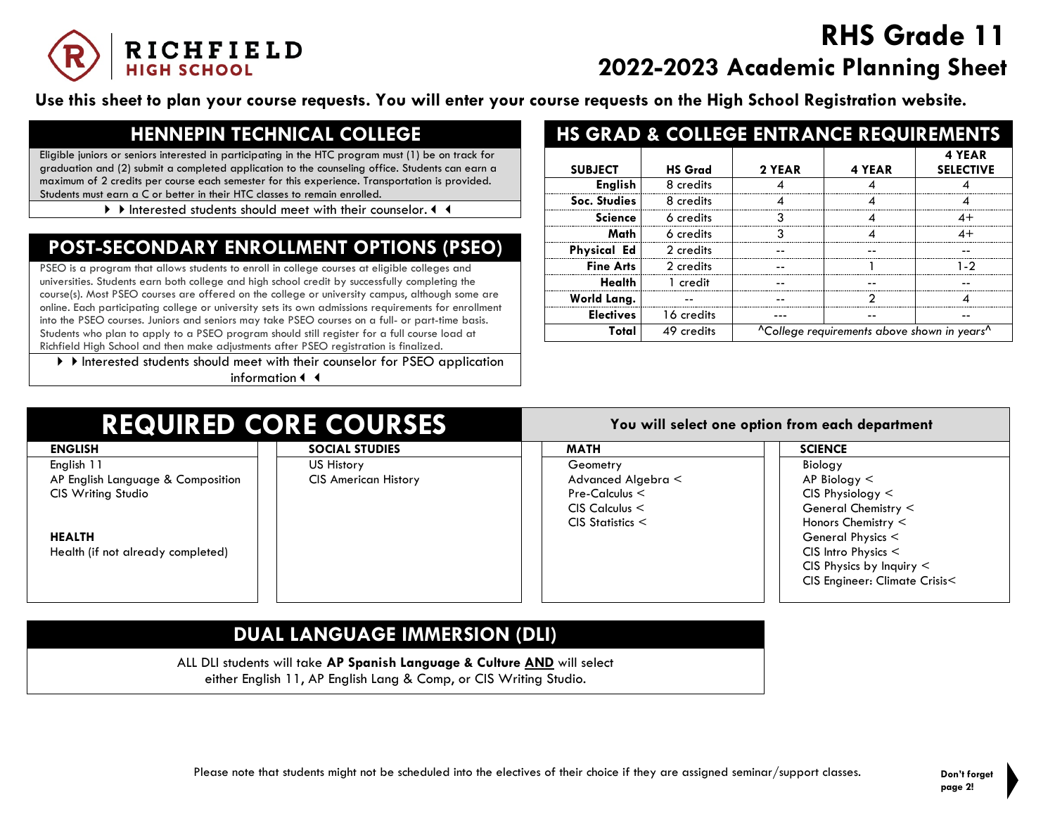# RHS Grade 11
## 2022-2023 Academic Planning Sheet

**Use this sheet to plan your course requests. You will enter your course requests on the High School Registration website.**

## HENNEPIN TECHNICAL COLLEGE

Eligible juniors or seniors interested in participating in the HTC program must (1) be on track for graduation and (2) submit a completed application to the counseling office. Students can earn a maximum of 2 credits per course each semester for this experience. Transportation is provided. Students must earn a C or better in their HTC classes to remain enrolled.

▶ ▶ Interested students should meet with their counselor. ◀ ◀

## POST-SECONDARY ENROLLMENT OPTIONS (PSEO)

PSEO is a program that allows students to enroll in college courses at eligible colleges and universities. Students earn both college and high school credit by successfully completing the course(s). Most PSEO courses are offered on the college or university campus, although some are online. Each participating college or university sets its own admissions requirements for enrollment into the PSEO courses. Juniors and seniors may take PSEO courses on a full- or part-time basis. Students who plan to apply to a PSEO program should still register for a full course load at Richfield High School and then make adjustments after PSEO registration is finalized.

▶ ▶ Interested students should meet with their counselor for PSEO application information ◀ ◀

## HS GRAD & COLLEGE ENTRANCE REQUIREMENTS

| SUBJECT | HS Grad | 2 YEAR | 4 YEAR | 4 YEAR SELECTIVE |
|---|---|---|---|---|
| English | 8 credits | 4 | 4 | 4 |
| Soc. Studies | 8 credits | 4 | 4 | 4 |
| Science | 6 credits | 3 | 4 | 4+ |
| Math | 6 credits | 3 | 4 | 4+ |
| Physical Ed | 2 credits | -- | -- | -- |
| Fine Arts | 2 credits | -- | 1 | 1-2 |
| Health | 1 credit | -- | -- | -- |
| World Lang. | -- | -- | 2 | 4 |
| Electives | 16 credits | --- | -- | -- |
| Total | 49 credits | *^College requirements above shown in years^* | | |

## REQUIRED CORE COURSES

**You will select one option from each department**

### ENGLISH
- English 11
- AP English Language & Composition
- CIS Writing Studio

### HEALTH
- Health (if not already completed)

### SOCIAL STUDIES
- US History
- CIS American History

### MATH
- Geometry
- Advanced Algebra <
- Pre-Calculus <
- CIS Calculus <
- CIS Statistics <

### SCIENCE
- Biology
- AP Biology <
- CIS Physiology <
- General Chemistry <
- Honors Chemistry <
- General Physics <
- CIS Intro Physics <
- CIS Physics by Inquiry <
- CIS Engineer: Climate Crisis<

## DUAL LANGUAGE IMMERSION (DLI)

ALL DLI students will take **AP Spanish Language & Culture** **<u>AND</u>** will select either English 11, AP English Lang & Comp, or CIS Writing Studio.

Please note that students might not be scheduled into the electives of their choice if they are assigned seminar/support classes.

**Don't forget page 2!**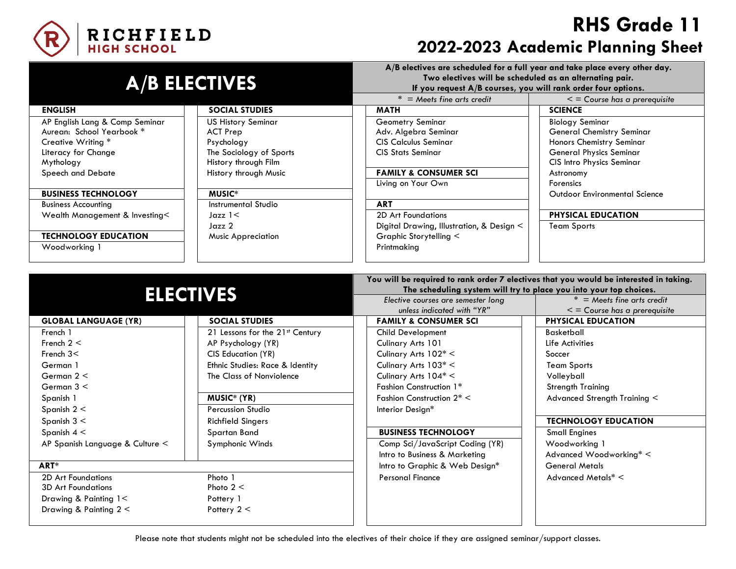RICHFIELD HIGH SCHOOL

# RHS Grade 11
## 2022-2023 Academic Planning Sheet

# A/B ELECTIVES

**A/B electives are scheduled for a full year and take place every other day.
Two electives will be scheduled as an alternating pair.
If you request A/B courses, you will rank order four options.**

*\* = Meets fine arts credit* | *< = Course has a prerequisite*

### ENGLISH
- AP English Lang & Comp Seminar
- Aurean: School Yearbook *
- Creative Writing *
- Literacy for Change
- Mythology
- Speech and Debate

### BUSINESS TECHNOLOGY
- Business Accounting
- Wealth Management & Investing<

### TECHNOLOGY EDUCATION
- Woodworking 1

### SOCIAL STUDIES
- US History Seminar
- ACT Prep
- Psychology
- The Sociology of Sports
- History through Film
- History through Music

### MUSIC*
- Instrumental Studio
- Jazz 1<
- Jazz 2
- Music Appreciation

### MATH
- Geometry Seminar
- Adv. Algebra Seminar
- CIS Calculus Seminar
- CIS Stats Seminar

### FAMILY & CONSUMER SCI
- Living on Your Own

### ART
- 2D Art Foundations
- Digital Drawing, Illustration, & Design <
- Graphic Storytelling <
- Printmaking

### SCIENCE
- Biology Seminar
- General Chemistry Seminar
- Honors Chemistry Seminar
- General Physics Seminar
- CIS Intro Physics Seminar
- Astronomy
- Forensics
- Outdoor Environmental Science

### PHYSICAL EDUCATION
- Team Sports

# ELECTIVES

**You will be required to rank order 7 electives that you would be interested in taking.
The scheduling system will try to place you into your top choices.**

*Elective courses are semester long unless indicated with "YR"* | *\* = Meets fine arts credit* | *< = Course has a prerequisite*

### GLOBAL LANGUAGE (YR)
- French 1
- French 2 <
- French 3<
- German 1
- German 2 <
- German 3 <
- Spanish 1
- Spanish 2 <
- Spanish 3 <
- Spanish 4 <
- AP Spanish Language & Culture <

### SOCIAL STUDIES
- 21 Lessons for the 21st Century
- AP Psychology (YR)
- CIS Education (YR)
- Ethnic Studies: Race & Identity
- The Class of Nonviolence

### MUSIC* (YR)
- Percussion Studio
- Richfield Singers
- Spartan Band
- Symphonic Winds

### ART*
- 2D Art Foundations
- 3D Art Foundations
- Drawing & Painting 1<
- Drawing & Painting 2 <
- Photo 1
- Photo 2 <
- Pottery 1
- Pottery 2 <

### FAMILY & CONSUMER SCI
- Child Development
- Culinary Arts 101
- Culinary Arts 102* <
- Culinary Arts 103* <
- Culinary Arts 104* <
- Fashion Construction 1*
- Fashion Construction 2* <
- Interior Design*

### BUSINESS TECHNOLOGY
- Comp Sci/JavaScript Coding (YR)
- Intro to Business & Marketing
- Intro to Graphic & Web Design*
- Personal Finance

### PHYSICAL EDUCATION
- Basketball
- Life Activities
- Soccer
- Team Sports
- Volleyball
- Strength Training
- Advanced Strength Training <

### TECHNOLOGY EDUCATION
- Small Engines
- Woodworking 1
- Advanced Woodworking* <
- General Metals
- Advanced Metals* <

Please note that students might not be scheduled into the electives of their choice if they are assigned seminar/support classes.